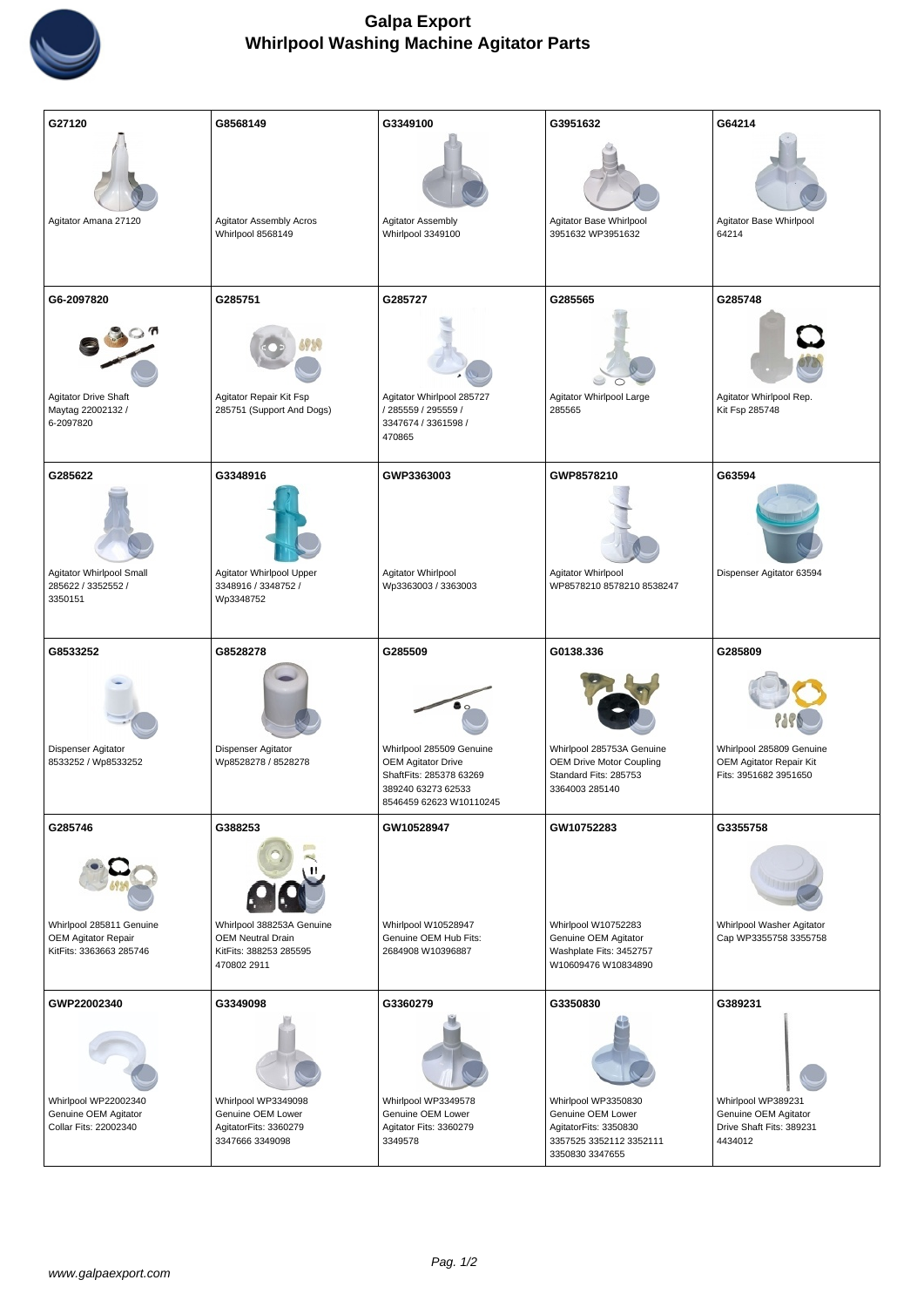# Galpa Export
## Whirlpool Washing Machine Agitator Parts

| G27120 | G8568149 | G3349100 | G3951632 | G64214 |
|---|---|---|---|---|
| Agitator Amana 27120 | Agitator Assembly Acros Whirlpool 8568149 | Agitator Assembly Whirlpool 3349100 | Agitator Base Whirlpool 3951632 WP3951632 | Agitator Base Whirlpool 64214 |
| **G6-2097820** | **G285751** | **G285727** | **G285565** | **G285748** |
| Agitator Drive Shaft Maytag 22002132 / 6-2097820 | Agitator Repair Kit Fsp 285751 (Support And Dogs) | Agitator Whirlpool 285727 / 285559 / 295559 / 3347674 / 3361598 / 470865 | Agitator Whirlpool Large 285565 | Agitator Whirlpool Rep. Kit Fsp 285748 |
| **G285622** | **G3348916** | **GWP3363003** | **GWP8578210** | **G63594** |
| Agitator Whirlpool Small 285622 / 3352552 / 3350151 | Agitator Whirlpool Upper 3348916 / 3348752 / Wp3348752 | Agitator Whirlpool Wp3363003 / 3363003 | Agitator Whirlpool WP8578210 8578210 8538247 | Dispenser Agitator 63594 |
| **G8533252** | **G8528278** | **G285509** | **G0138.336** | **G285809** |
| Dispenser Agitator 8533252 / Wp8533252 | Dispenser Agitator Wp8528278 / 8528278 | Whirlpool 285509 Genuine OEM Agitator Drive ShaftFits: 285378 63269 389240 63273 62533 8546459 62623 W10110245 | Whirlpool 285753A Genuine OEM Drive Motor Coupling Standard Fits: 285753 3364003 285140 | Whirlpool 285809 Genuine OEM Agitator Repair Kit Fits: 3951682 3951650 |
| **G285746** | **G388253** | **GW10528947** | **GW10752283** | **G3355758** |
| Whirlpool 285811 Genuine OEM Agitator Repair KitFits: 3363663 285746 | Whirlpool 388253A Genuine OEM Neutral Drain KitFits: 388253 285595 470802 2911 | Whirlpool W10528947 Genuine OEM Hub Fits: 2684908 W10396887 | Whirlpool W10752283 Genuine OEM Agitator Washplate Fits: 3452757 W10609476 W10834890 | Whirlpool Washer Agitator Cap WP3355758 3355758 |
| **GWP22002340** | **G3349098** | **G3360279** | **G3350830** | **G389231** |
| Whirlpool WP22002340 Genuine OEM Agitator Collar Fits: 22002340 | Whirlpool WP3349098 Genuine OEM Lower AgitatorFits: 3360279 3347666 3349098 | Whirlpool WP3349578 Genuine OEM Lower Agitator Fits: 3360279 3349578 | Whirlpool WP3350830 Genuine OEM Lower AgitatorFits: 3350830 3357525 3352112 3352111 3350830 3347655 | Whirlpool WP389231 Genuine OEM Agitator Drive Shaft Fits: 389231 4434012 |

www.galpaexport.com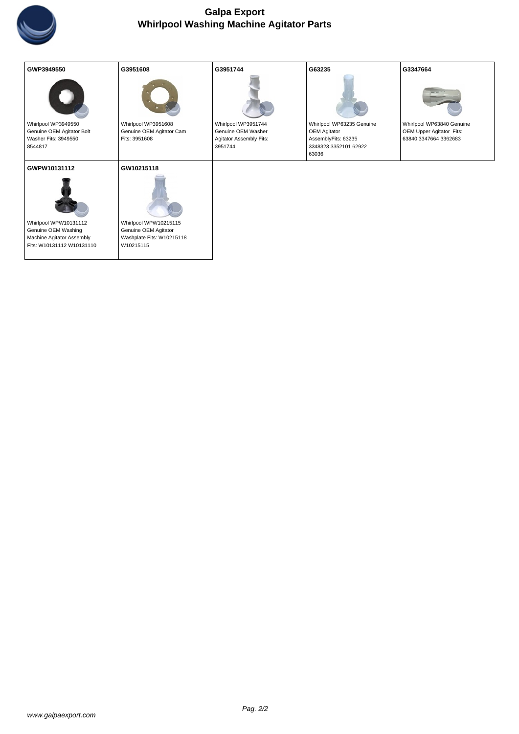# Galpa Export
## Whirlpool Washing Machine Agitator Parts

| | | | | |
|---|---|---|---|---|
| **GWP3949550** | **G3951608** | **G3951744** | **G63235** | **G3347664** |
| Whirlpool WP3949550 Genuine OEM Agitator Bolt Washer Fits: 3949550 8544817 | Whirlpool WP3951608 Genuine OEM Agitator Cam Fits: 3951608 | Whirlpool WP3951744 Genuine OEM Washer Agitator Assembly Fits: 3951744 | Whirlpool WP63235 Genuine OEM Agitator AssemblyFits: 63235 3348323 3352101 62922 63036 | Whirlpool WP63840 Genuine OEM Upper Agitator Fits: 63840 3347664 3362683 |
| **GWPW10131112** | **GW10215118** | | | |
| Whirlpool WPW10131112 Genuine OEM Washing Machine Agitator Assembly Fits: W10131112 W10131110 | Whirlpool WPW10215115 Genuine OEM Agitator Washplate Fits: W10215118 W10215115 | | | |

www.galpaexport.com